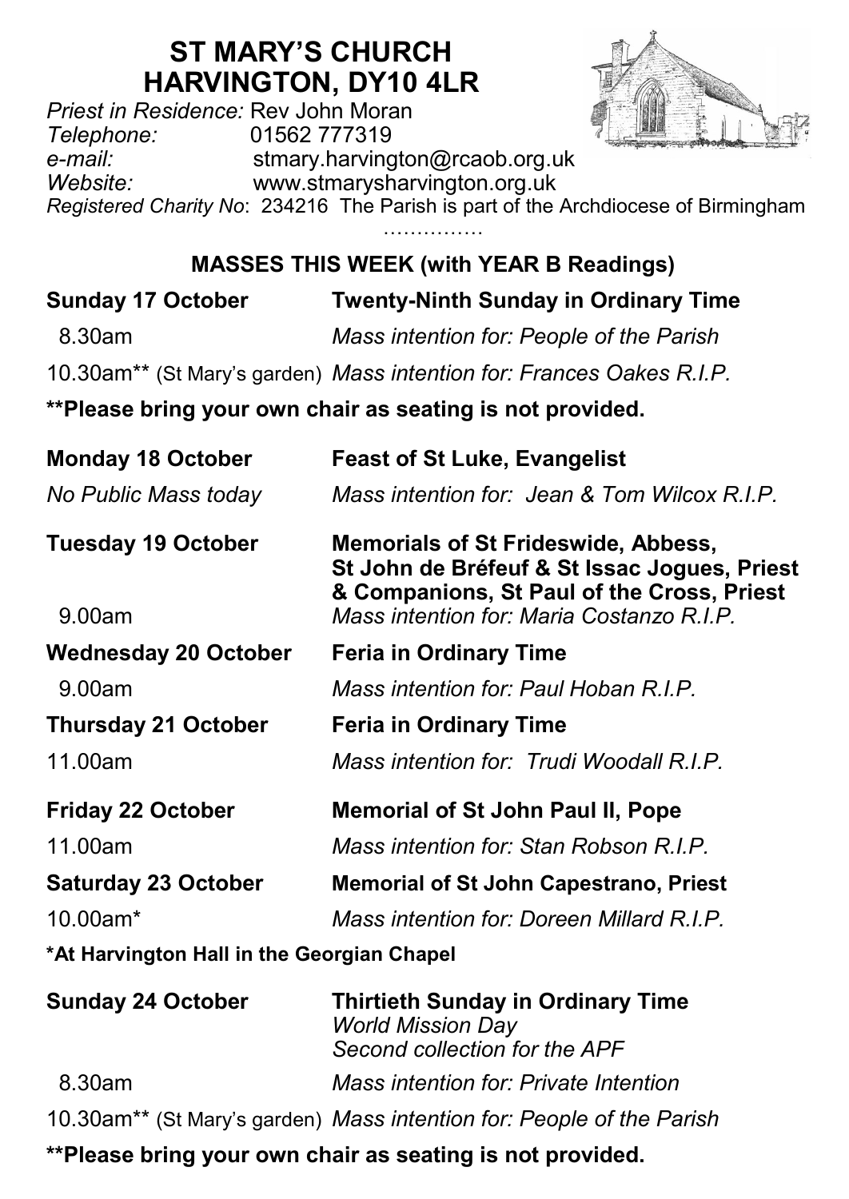# ST MARY'S CHURCH
# HARVINGTON, DY10 4LR

*Priest in Residence:* Rev John Moran
*Telephone:* 01562 777319
*e-mail:* stmary.harvington@rcaob.org.uk
*Website:* www.stmarysharvington.org.uk
*Registered Charity No*: 234216 The Parish is part of the Archdiocese of Birmingham

……………

## MASSES THIS WEEK (with YEAR B Readings)

**Sunday 17 October** — **Twenty-Ninth Sunday in Ordinary Time**

8.30am — *Mass intention for: People of the Parish*

10.30am** (St Mary's garden) — *Mass intention for: Frances Oakes R.I.P.*

**\*\*Please bring your own chair as seating is not provided.**

**Monday 18 October** — **Feast of St Luke, Evangelist**

*No Public Mass today* — *Mass intention for: Jean & Tom Wilcox R.I.P.*

**Tuesday 19 October** — **Memorials of St Frideswide, Abbess, St John de Bréfeuf & St Issac Jogues, Priest & Companions, St Paul of the Cross, Priest**

9.00am — *Mass intention for: Maria Costanzo R.I.P.*

**Wednesday 20 October** — **Feria in Ordinary Time**

9.00am — *Mass intention for: Paul Hoban R.I.P.*

**Thursday 21 October** — **Feria in Ordinary Time**

11.00am — *Mass intention for: Trudi Woodall R.I.P.*

**Friday 22 October** — **Memorial of St John Paul II, Pope**

11.00am — *Mass intention for: Stan Robson R.I.P.*

**Saturday 23 October** — **Memorial of St John Capestrano, Priest**

10.00am* — *Mass intention for: Doreen Millard R.I.P.*

**\*At Harvington Hall in the Georgian Chapel**

**Sunday 24 October** — **Thirtieth Sunday in Ordinary Time**
*World Mission Day*
*Second collection for the APF*

8.30am — *Mass intention for: Private Intention*

10.30am** (St Mary's garden) — *Mass intention for: People of the Parish*

**\*\*Please bring your own chair as seating is not provided.**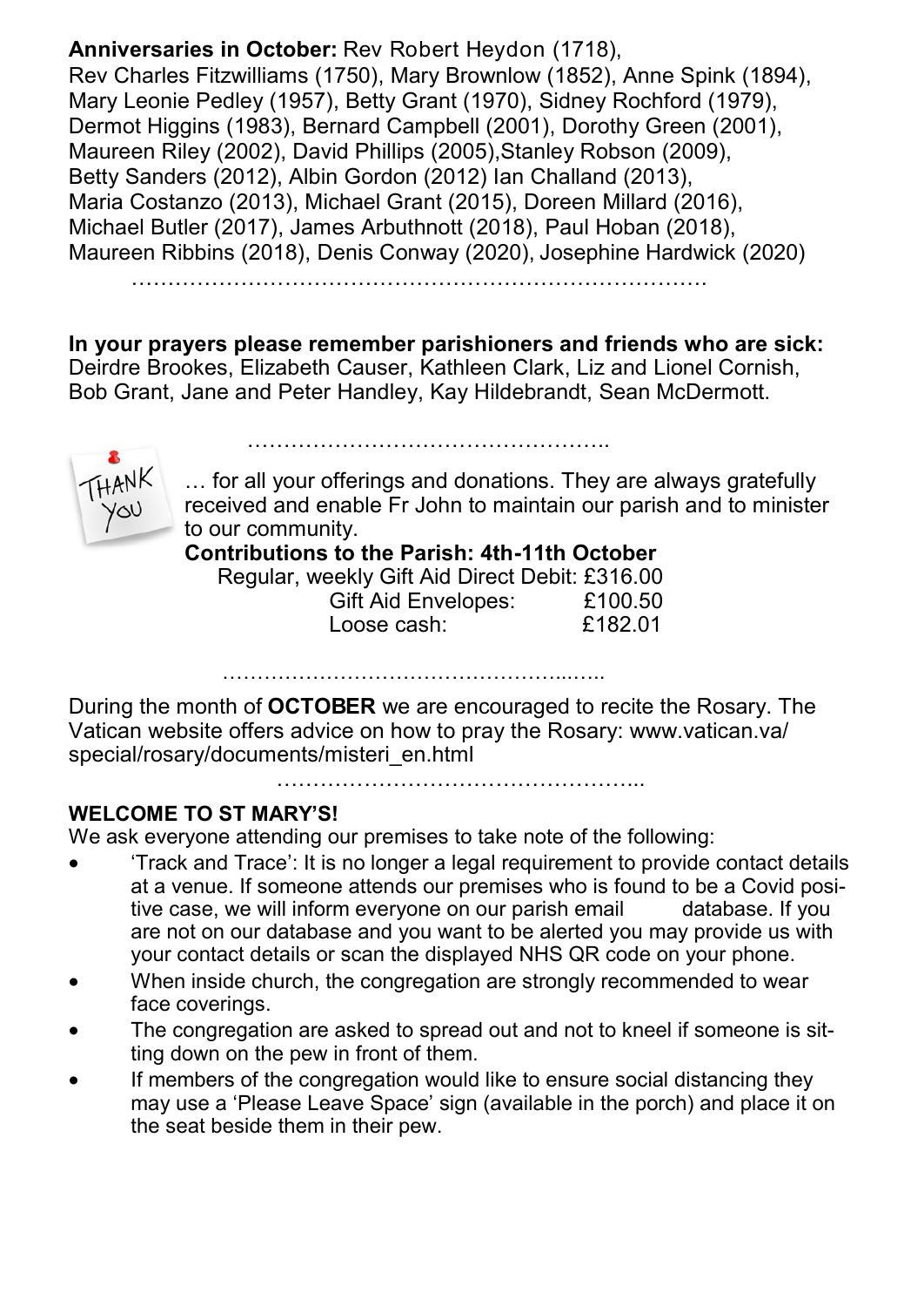**Anniversaries in October:** Rev Robert Heydon (1718), Rev Charles Fitzwilliams (1750), Mary Brownlow (1852), Anne Spink (1894), Mary Leonie Pedley (1957), Betty Grant (1970), Sidney Rochford (1979), Dermot Higgins (1983), Bernard Campbell (2001), Dorothy Green (2001), Maureen Riley (2002), David Phillips (2005),Stanley Robson (2009), Betty Sanders (2012), Albin Gordon (2012) Ian Challand (2013), Maria Costanzo (2013), Michael Grant (2015), Doreen Millard (2016), Michael Butler (2017), James Arbuthnott (2018), Paul Hoban (2018), Maureen Ribbins (2018), Denis Conway (2020), Josephine Hardwick (2020)

…………………………………………………………………….

**In your prayers please remember parishioners and friends who are sick:** Deirdre Brookes, Elizabeth Causer, Kathleen Clark, Liz and Lionel Cornish, Bob Grant, Jane and Peter Handley, Kay Hildebrandt, Sean McDermott.

……………………………………………..

THANK YOU … for all your offerings and donations. They are always gratefully received and enable Fr John to maintain our parish and to minister to our community.

**Contributions to the Parish: 4th-11th October**

| | |
|---|---|
| Regular, weekly Gift Aid Direct Debit: | £316.00 |
| Gift Aid Envelopes: | £100.50 |
| Loose cash: | £182.01 |

………………………………………………..…..

During the month of **OCTOBER** we are encouraged to recite the Rosary. The Vatican website offers advice on how to pray the Rosary: www.vatican.va/special/rosary/documents/misteri_en.html

…………………………………………...

**WELCOME TO ST MARY'S!**

We ask everyone attending our premises to take note of the following:

- 'Track and Trace': It is no longer a legal requirement to provide contact details at a venue. If someone attends our premises who is found to be a Covid positive case, we will inform everyone on our parish email database. If you are not on our database and you want to be alerted you may provide us with your contact details or scan the displayed NHS QR code on your phone.
- When inside church, the congregation are strongly recommended to wear face coverings.
- The congregation are asked to spread out and not to kneel if someone is sitting down on the pew in front of them.
- If members of the congregation would like to ensure social distancing they may use a 'Please Leave Space' sign (available in the porch) and place it on the seat beside them in their pew.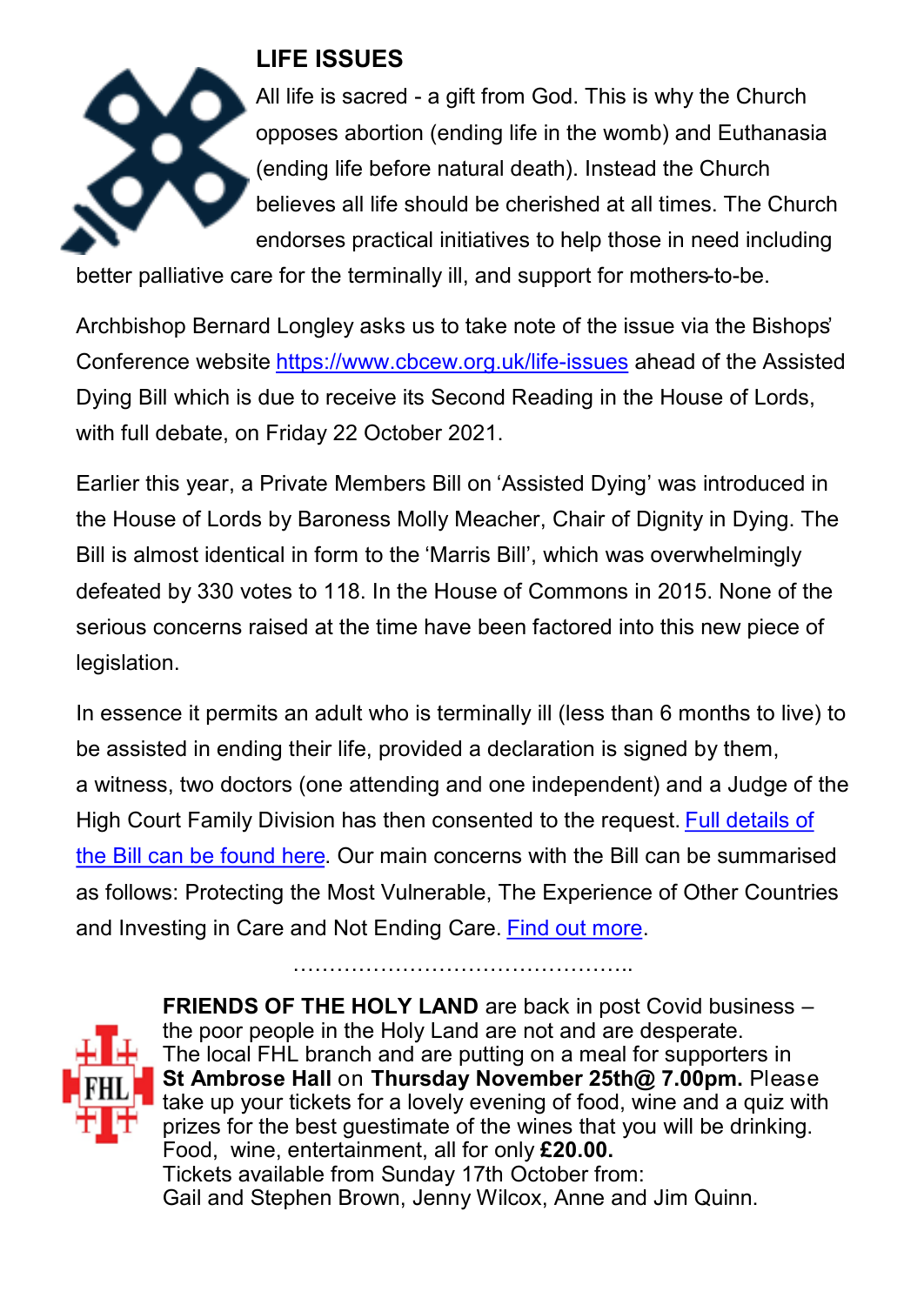## LIFE ISSUES

All life is sacred - a gift from God. This is why the Church opposes abortion (ending life in the womb) and Euthanasia (ending life before natural death). Instead the Church believes all life should be cherished at all times. The Church endorses practical initiatives to help those in need including better palliative care for the terminally ill, and support for mothers-to-be.

Archbishop Bernard Longley asks us to take note of the issue via the Bishops' Conference website [https://www.cbcew.org.uk/life-issues](https://www.cbcew.org.uk/life-issues) ahead of the Assisted Dying Bill which is due to receive its Second Reading in the House of Lords, with full debate, on Friday 22 October 2021.

Earlier this year, a Private Members Bill on 'Assisted Dying' was introduced in the House of Lords by Baroness Molly Meacher, Chair of Dignity in Dying. The Bill is almost identical in form to the 'Marris Bill', which was overwhelmingly defeated by 330 votes to 118. In the House of Commons in 2015. None of the serious concerns raised at the time have been factored into this new piece of legislation.

In essence it permits an adult who is terminally ill (less than 6 months to live) to be assisted in ending their life, provided a declaration is signed by them, a witness, two doctors (one attending and one independent) and a Judge of the High Court Family Division has then consented to the request. Full details of the Bill can be found here. Our main concerns with the Bill can be summarised as follows: Protecting the Most Vulnerable, The Experience of Other Countries and Investing in Care and Not Ending Care. Find out more.

…………………………………………..

**FRIENDS OF THE HOLY LAND** are back in post Covid business – the poor people in the Holy Land are not and are desperate.
The local FHL branch and are putting on a meal for supporters in **St Ambrose Hall** on **Thursday November 25th@ 7.00pm.** Please take up your tickets for a lovely evening of food, wine and a quiz with prizes for the best guestimate of the wines that you will be drinking.
Food, wine, entertainment, all for only **£20.00.**
Tickets available from Sunday 17th October from:
Gail and Stephen Brown, Jenny Wilcox, Anne and Jim Quinn.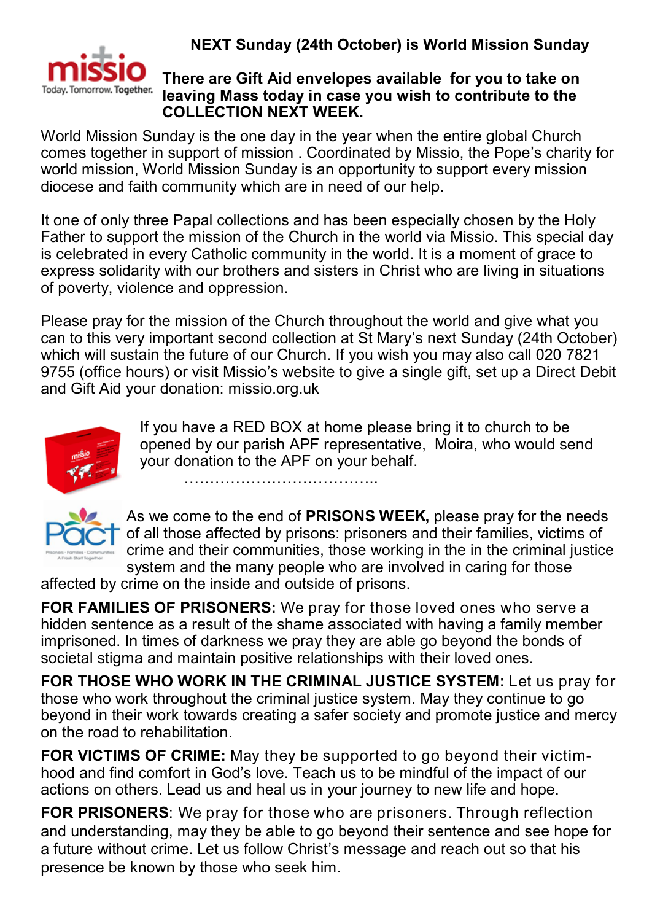**NEXT Sunday (24th October) is World Mission Sunday**

**There are Gift Aid envelopes available for you to take on leaving Mass today in case you wish to contribute to the COLLECTION NEXT WEEK.**

World Mission Sunday is the one day in the year when the entire global Church comes together in support of mission . Coordinated by Missio, the Pope's charity for world mission, World Mission Sunday is an opportunity to support every mission diocese and faith community which are in need of our help.

It one of only three Papal collections and has been especially chosen by the Holy Father to support the mission of the Church in the world via Missio. This special day is celebrated in every Catholic community in the world. It is a moment of grace to express solidarity with our brothers and sisters in Christ who are living in situations of poverty, violence and oppression.

Please pray for the mission of the Church throughout the world and give what you can to this very important second collection at St Mary's next Sunday (24th October) which will sustain the future of our Church. If you wish you may also call 020 7821 9755 (office hours) or visit Missio's website to give a single gift, set up a Direct Debit and Gift Aid your donation: missio.org.uk

If you have a RED BOX at home please bring it to church to be opened by our parish APF representative, Moira, who would send your donation to the APF on your behalf.

………………………………..

As we come to the end of **PRISONS WEEK,** please pray for the needs of all those affected by prisons: prisoners and their families, victims of crime and their communities, those working in the in the criminal justice system and the many people who are involved in caring for those affected by crime on the inside and outside of prisons.

**FOR FAMILIES OF PRISONERS:** We pray for those loved ones who serve a hidden sentence as a result of the shame associated with having a family member imprisoned. In times of darkness we pray they are able go beyond the bonds of societal stigma and maintain positive relationships with their loved ones.

**FOR THOSE WHO WORK IN THE CRIMINAL JUSTICE SYSTEM:** Let us pray for those who work throughout the criminal justice system. May they continue to go beyond in their work towards creating a safer society and promote justice and mercy on the road to rehabilitation.

**FOR VICTIMS OF CRIME:** May they be supported to go beyond their victim-hood and find comfort in God's love. Teach us to be mindful of the impact of our actions on others. Lead us and heal us in your journey to new life and hope.

**FOR PRISONERS**: We pray for those who are prisoners. Through reflection and understanding, may they be able to go beyond their sentence and see hope for a future without crime. Let us follow Christ's message and reach out so that his presence be known by those who seek him.